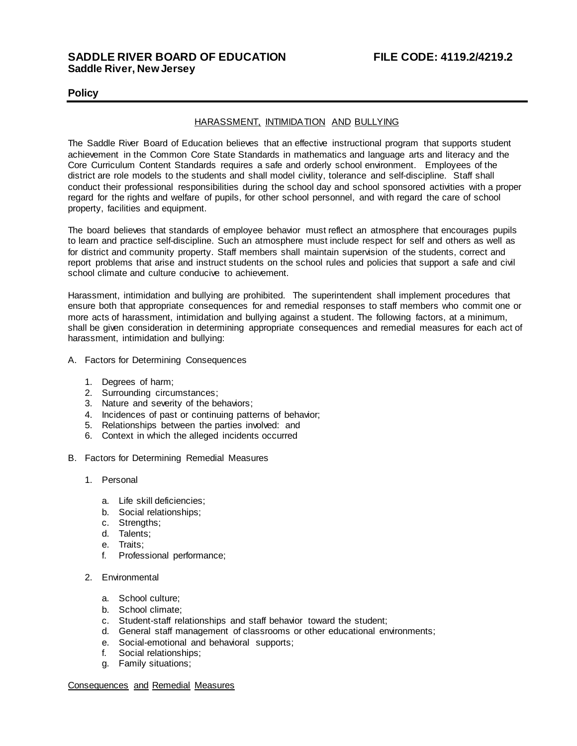**SADDLE RIVER BOARD OF EDUCATION** **FILE CODE: 4119.2/4219.2**
**Saddle River, New Jersey**

**Policy**

HARASSMENT, INTIMIDATION AND BULLYING

The Saddle River Board of Education believes that an effective instructional program that supports student achievement in the Common Core State Standards in mathematics and language arts and literacy and the Core Curriculum Content Standards requires a safe and orderly school environment. Employees of the district are role models to the students and shall model civility, tolerance and self-discipline. Staff shall conduct their professional responsibilities during the school day and school sponsored activities with a proper regard for the rights and welfare of pupils, for other school personnel, and with regard the care of school property, facilities and equipment.

The board believes that standards of employee behavior must reflect an atmosphere that encourages pupils to learn and practice self-discipline. Such an atmosphere must include respect for self and others as well as for district and community property. Staff members shall maintain supervision of the students, correct and report problems that arise and instruct students on the school rules and policies that support a safe and civil school climate and culture conducive to achievement.

Harassment, intimidation and bullying are prohibited. The superintendent shall implement procedures that ensure both that appropriate consequences for and remedial responses to staff members who commit one or more acts of harassment, intimidation and bullying against a student. The following factors, at a minimum, shall be given consideration in determining appropriate consequences and remedial measures for each act of harassment, intimidation and bullying:

A. Factors for Determining Consequences

   1. Degrees of harm;
   2. Surrounding circumstances;
   3. Nature and severity of the behaviors;
   4. Incidences of past or continuing patterns of behavior;
   5. Relationships between the parties involved: and
   6. Context in which the alleged incidents occurred

B. Factors for Determining Remedial Measures

   1. Personal

      a. Life skill deficiencies;
      b. Social relationships;
      c. Strengths;
      d. Talents;
      e. Traits;
      f. Professional performance;

   2. Environmental

      a. School culture;
      b. School climate;
      c. Student-staff relationships and staff behavior toward the student;
      d. General staff management of classrooms or other educational environments;
      e. Social-emotional and behavioral supports;
      f. Social relationships;
      g. Family situations;

Consequences and Remedial Measures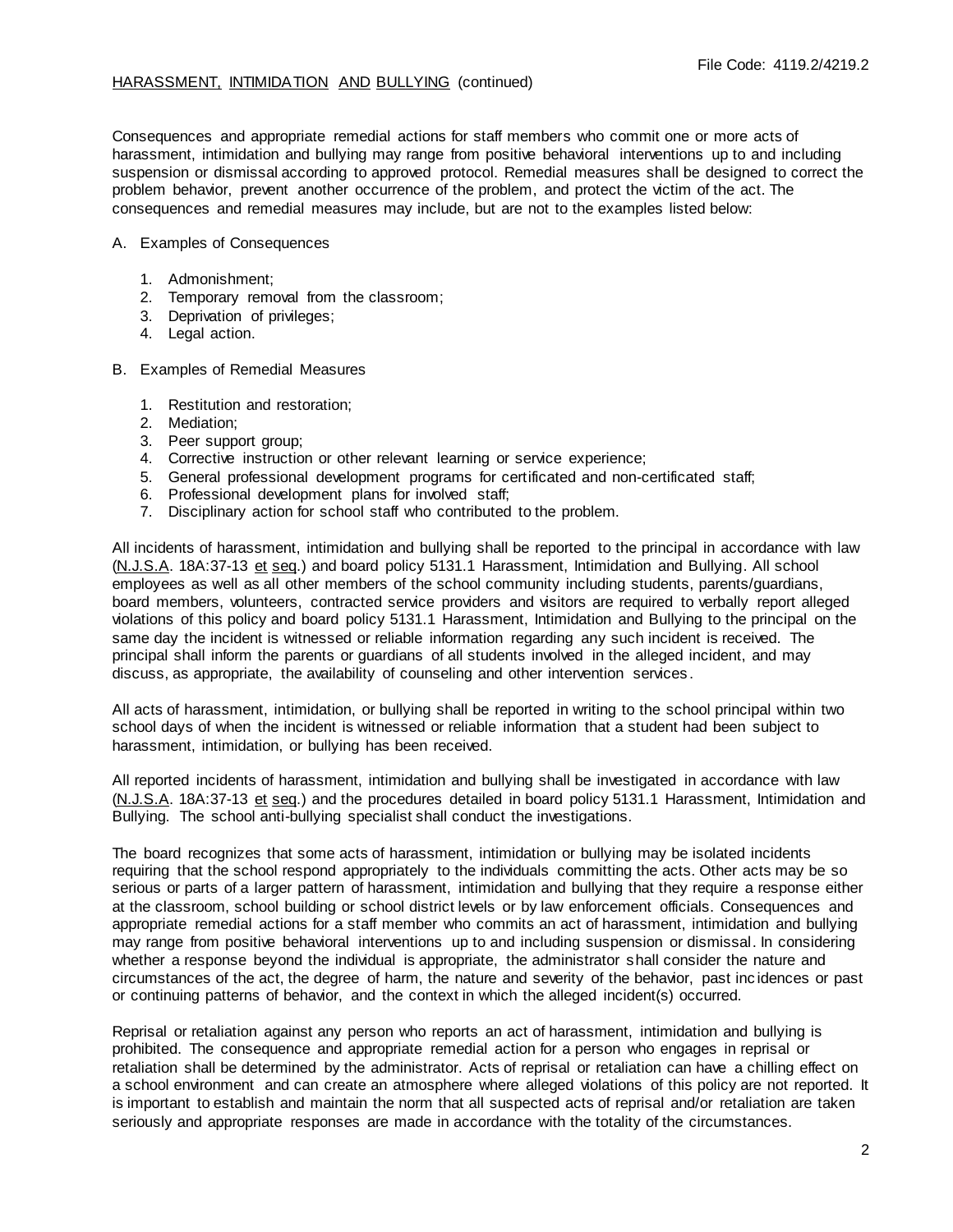Consequences and appropriate remedial actions for staff members who commit one or more acts of harassment, intimidation and bullying may range from positive behavioral interventions up to and including suspension or dismissal according to approved protocol. Remedial measures shall be designed to correct the problem behavior, prevent another occurrence of the problem, and protect the victim of the act. The consequences and remedial measures may include, but are not to the examples listed below:

A. Examples of Consequences

1. Admonishment;
2. Temporary removal from the classroom;
3. Deprivation of privileges;
4. Legal action.

B. Examples of Remedial Measures

1. Restitution and restoration;
2. Mediation;
3. Peer support group;
4. Corrective instruction or other relevant learning or service experience;
5. General professional development programs for certificated and non-certificated staff;
6. Professional development plans for involved staff;
7. Disciplinary action for school staff who contributed to the problem.

All incidents of harassment, intimidation and bullying shall be reported to the principal in accordance with law (N.J.S.A. 18A:37-13 et seq.) and board policy 5131.1 Harassment, Intimidation and Bullying. All school employees as well as all other members of the school community including students, parents/guardians, board members, volunteers, contracted service providers and visitors are required to verbally report alleged violations of this policy and board policy 5131.1 Harassment, Intimidation and Bullying to the principal on the same day the incident is witnessed or reliable information regarding any such incident is received. The principal shall inform the parents or guardians of all students involved in the alleged incident, and may discuss, as appropriate, the availability of counseling and other intervention services.

All acts of harassment, intimidation, or bullying shall be reported in writing to the school principal within two school days of when the incident is witnessed or reliable information that a student had been subject to harassment, intimidation, or bullying has been received.

All reported incidents of harassment, intimidation and bullying shall be investigated in accordance with law (N.J.S.A. 18A:37-13 et seq.) and the procedures detailed in board policy 5131.1 Harassment, Intimidation and Bullying. The school anti-bullying specialist shall conduct the investigations.

The board recognizes that some acts of harassment, intimidation or bullying may be isolated incidents requiring that the school respond appropriately to the individuals committing the acts. Other acts may be so serious or parts of a larger pattern of harassment, intimidation and bullying that they require a response either at the classroom, school building or school district levels or by law enforcement officials. Consequences and appropriate remedial actions for a staff member who commits an act of harassment, intimidation and bullying may range from positive behavioral interventions up to and including suspension or dismissal. In considering whether a response beyond the individual is appropriate, the administrator shall consider the nature and circumstances of the act, the degree of harm, the nature and severity of the behavior, past incidences or past or continuing patterns of behavior, and the context in which the alleged incident(s) occurred.

Reprisal or retaliation against any person who reports an act of harassment, intimidation and bullying is prohibited. The consequence and appropriate remedial action for a person who engages in reprisal or retaliation shall be determined by the administrator. Acts of reprisal or retaliation can have a chilling effect on a school environment and can create an atmosphere where alleged violations of this policy are not reported. It is important to establish and maintain the norm that all suspected acts of reprisal and/or retaliation are taken seriously and appropriate responses are made in accordance with the totality of the circumstances.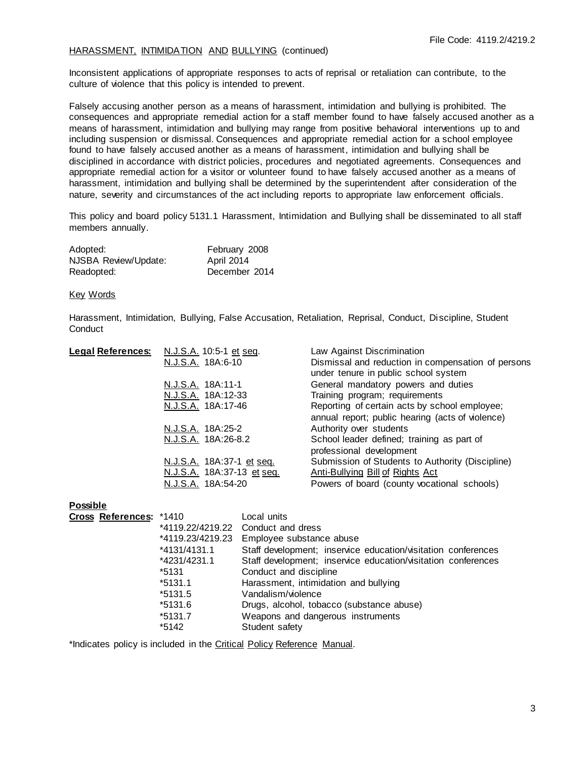File Code: 4119.2/4219.2

HARASSMENT, INTIMIDATION AND BULLYING (continued)

Inconsistent applications of appropriate responses to acts of reprisal or retaliation can contribute, to the culture of violence that this policy is intended to prevent.

Falsely accusing another person as a means of harassment, intimidation and bullying is prohibited. The consequences and appropriate remedial action for a staff member found to have falsely accused another as a means of harassment, intimidation and bullying may range from positive behavioral interventions up to and including suspension or dismissal. Consequences and appropriate remedial action for a school employee found to have falsely accused another as a means of harassment, intimidation and bullying shall be disciplined in accordance with district policies, procedures and negotiated agreements. Consequences and appropriate remedial action for a visitor or volunteer found to have falsely accused another as a means of harassment, intimidation and bullying shall be determined by the superintendent after consideration of the nature, severity and circumstances of the act including reports to appropriate law enforcement officials.

This policy and board policy 5131.1 Harassment, Intimidation and Bullying shall be disseminated to all staff members annually.

| | |
|---|---|
| Adopted: | February 2008 |
| NJSBA Review/Update: | April 2014 |
| Readopted: | December 2014 |

Key Words

Harassment, Intimidation, Bullying, False Accusation, Retaliation, Reprisal, Conduct, Discipline, Student Conduct

| | | |
|---|---|---|
| **Legal References:** | N.J.S.A. 10:5-1 et seq. | Law Against Discrimination |
| | N.J.S.A. 18A:6-10 | Dismissal and reduction in compensation of persons under tenure in public school system |
| | N.J.S.A. 18A:11-1 | General mandatory powers and duties |
| | N.J.S.A. 18A:12-33 | Training program; requirements |
| | N.J.S.A. 18A:17-46 | Reporting of certain acts by school employee; annual report; public hearing (acts of violence) |
| | N.J.S.A. 18A:25-2 | Authority over students |
| | N.J.S.A. 18A:26-8.2 | School leader defined; training as part of professional development |
| | N.J.S.A. 18A:37-1 et seq. | Submission of Students to Authority (Discipline) |
| | N.J.S.A. 18A:37-13 et seq. | Anti-Bullying Bill of Rights Act |
| | N.J.S.A. 18A:54-20 | Powers of board (county vocational schools) |

| | | |
|---|---|---|
| **Possible Cross References:** | *1410 | Local units |
| | *4119.22/4219.22 | Conduct and dress |
| | *4119.23/4219.23 | Employee substance abuse |
| | *4131/4131.1 | Staff development; inservice education/visitation conferences |
| | *4231/4231.1 | Staff development; inservice education/visitation conferences |
| | *5131 | Conduct and discipline |
| | *5131.1 | Harassment, intimidation and bullying |
| | *5131.5 | Vandalism/violence |
| | *5131.6 | Drugs, alcohol, tobacco (substance abuse) |
| | *5131.7 | Weapons and dangerous instruments |
| | *5142 | Student safety |

*Indicates policy is included in the Critical Policy Reference Manual.